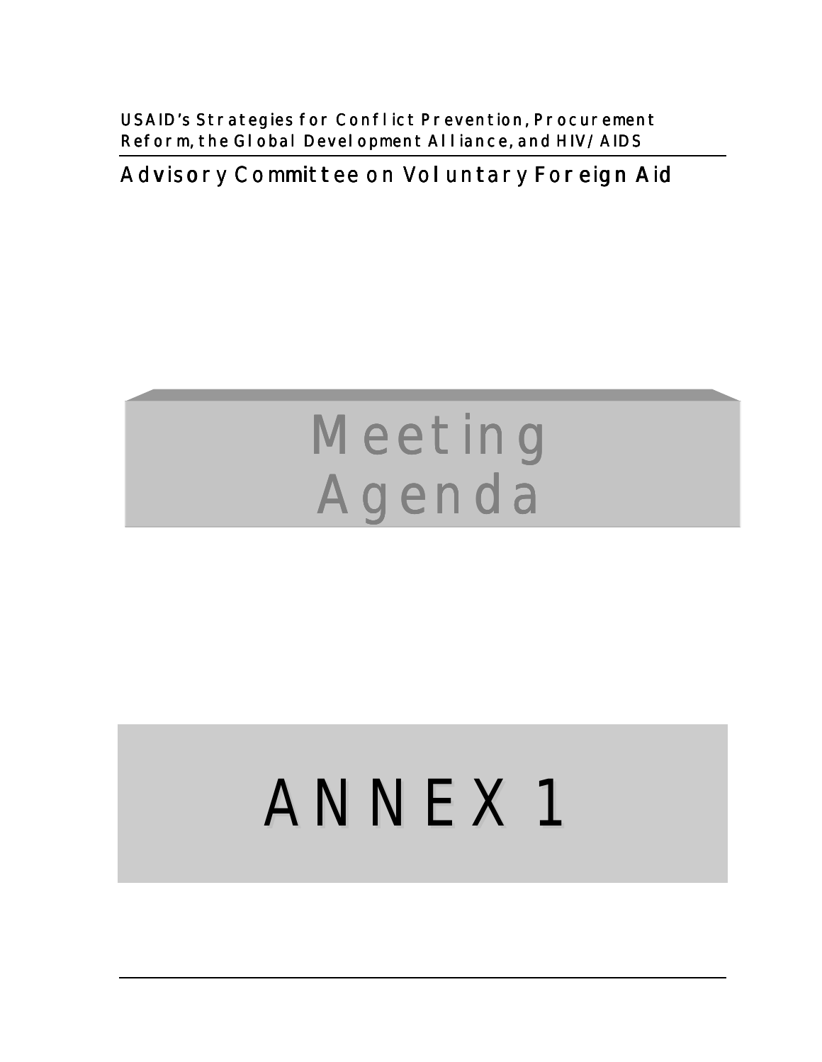USAID's Strategies for Conflict Prevention, Procurement Reform, the Global Development Alliance, and HIV/AIDS

Advisory Committee on Voluntary Foreign Aid

# Meeting Agenda

# ANNEX 1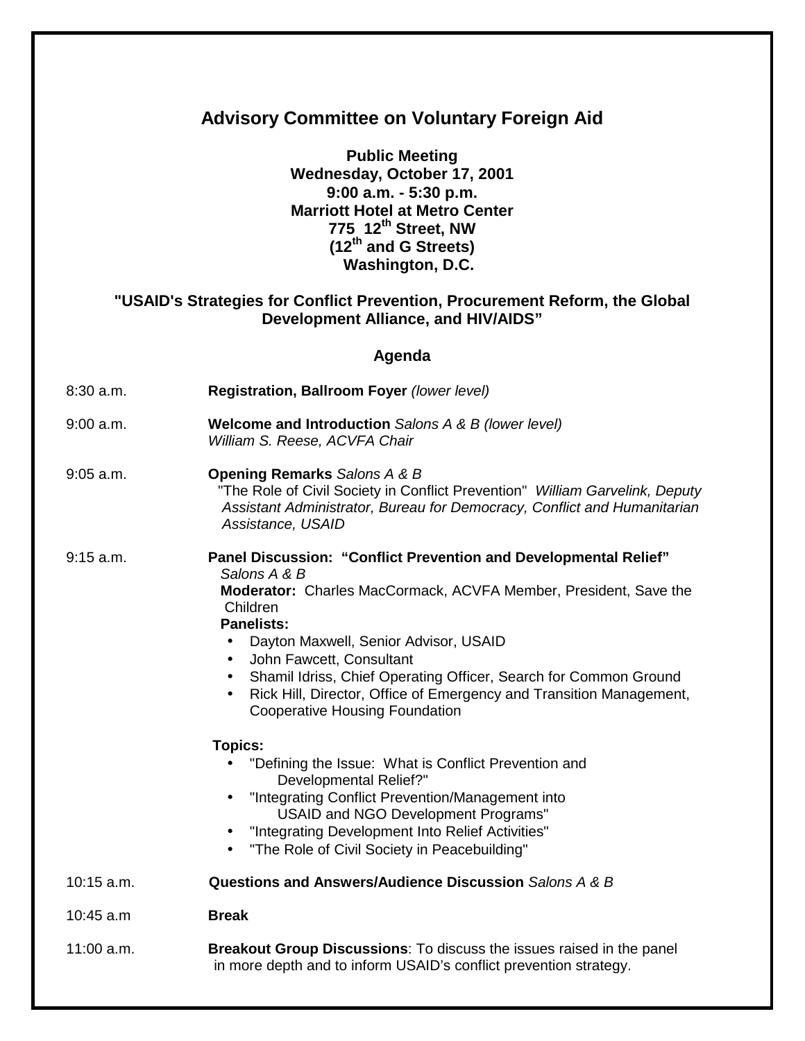# Advisory Committee on Voluntary Foreign Aid

**Public Meeting**
**Wednesday, October 17, 2001**
**9:00 a.m. - 5:30 p.m.**
**Marriott Hotel at Metro Center**
**775 12th Street, NW**
**(12th and G Streets)**
**Washington, D.C.**

## "USAID's Strategies for Conflict Prevention, Procurement Reform, the Global Development Alliance, and HIV/AIDS"

### Agenda

8:30 a.m. — **Registration, Ballroom Foyer** *(lower level)*

9:00 a.m. — **Welcome and Introduction** *Salons A & B (lower level)*
*William S. Reese, ACVFA Chair*

9:05 a.m. — **Opening Remarks** *Salons A & B*
"The Role of Civil Society in Conflict Prevention" *William Garvelink, Deputy Assistant Administrator, Bureau for Democracy, Conflict and Humanitarian Assistance, USAID*

9:15 a.m. — **Panel Discussion: "Conflict Prevention and Developmental Relief"**
*Salons A & B*
**Moderator:** Charles MacCormack, ACVFA Member, President, Save the Children
**Panelists:**

- Dayton Maxwell, Senior Advisor, USAID
- John Fawcett, Consultant
- Shamil Idriss, Chief Operating Officer, Search for Common Ground
- Rick Hill, Director, Office of Emergency and Transition Management, Cooperative Housing Foundation

**Topics:**

- "Defining the Issue: What is Conflict Prevention and Developmental Relief?"
- "Integrating Conflict Prevention/Management into USAID and NGO Development Programs"
- "Integrating Development Into Relief Activities"
- "The Role of Civil Society in Peacebuilding"

10:15 a.m. — **Questions and Answers/Audience Discussion** *Salons A & B*

10:45 a.m — **Break**

11:00 a.m. — **Breakout Group Discussions**: To discuss the issues raised in the panel in more depth and to inform USAID's conflict prevention strategy.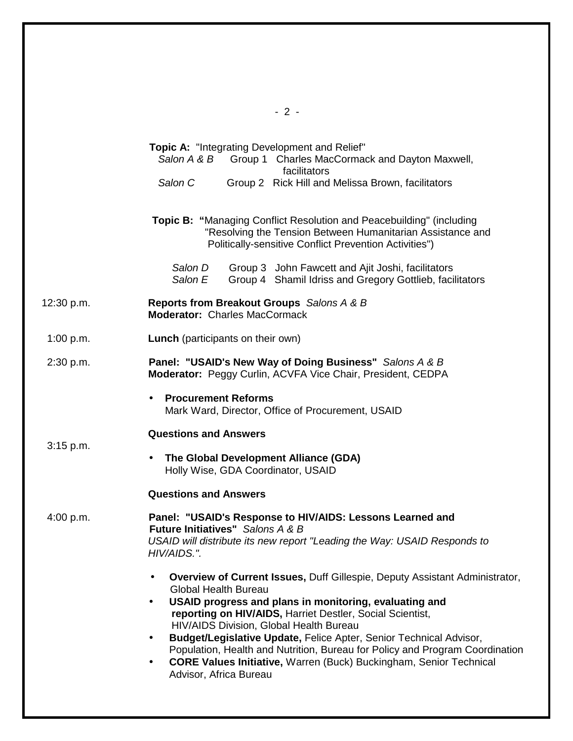**Topic A:** "Integrating Development and Relief"

*Salon A & B* Group 1 Charles MacCormack and Dayton Maxwell, facilitators

*Salon C* Group 2 Rick Hill and Melissa Brown, facilitators

**Topic B: "**Managing Conflict Resolution and Peacebuilding" (including "Resolving the Tension Between Humanitarian Assistance and Politically-sensitive Conflict Prevention Activities")

*Salon D* Group 3 John Fawcett and Ajit Joshi, facilitators

*Salon E* Group 4 Shamil Idriss and Gregory Gottlieb, facilitators

12:30 p.m. **Reports from Breakout Groups** *Salons A & B*
**Moderator:** Charles MacCormack

1:00 p.m. **Lunch** (participants on their own)

2:30 p.m. **Panel: "USAID's New Way of Doing Business"** *Salons A & B*
**Moderator:** Peggy Curlin, ACVFA Vice Chair, President, CEDPA

- **Procurement Reforms**
  Mark Ward, Director, Office of Procurement, USAID

**Questions and Answers**

3:15 p.m.

- **The Global Development Alliance (GDA)**
  Holly Wise, GDA Coordinator, USAID

**Questions and Answers**

4:00 p.m. **Panel: "USAID's Response to HIV/AIDS: Lessons Learned and Future Initiatives"** *Salons A & B*
*USAID will distribute its new report "Leading the Way: USAID Responds to HIV/AIDS.".*

- **Overview of Current Issues,** Duff Gillespie, Deputy Assistant Administrator, Global Health Bureau
- **USAID progress and plans in monitoring, evaluating and reporting on HIV/AIDS,** Harriet Destler, Social Scientist, HIV/AIDS Division, Global Health Bureau
- **Budget/Legislative Update,** Felice Apter, Senior Technical Advisor, Population, Health and Nutrition, Bureau for Policy and Program Coordination
- **CORE Values Initiative,** Warren (Buck) Buckingham, Senior Technical Advisor, Africa Bureau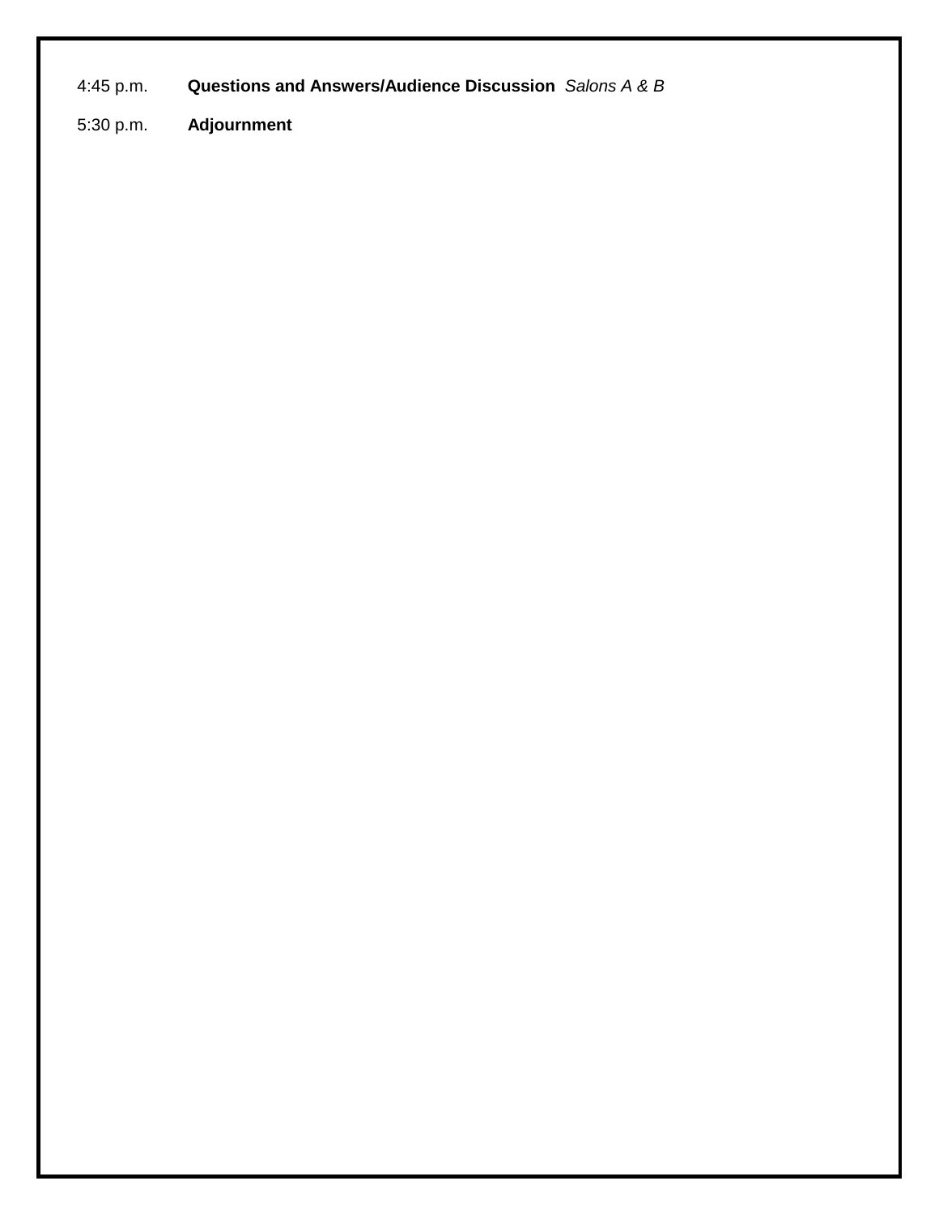4:45 p.m. **Questions and Answers/Audience Discussion** *Salons A & B*

5:30 p.m. **Adjournment**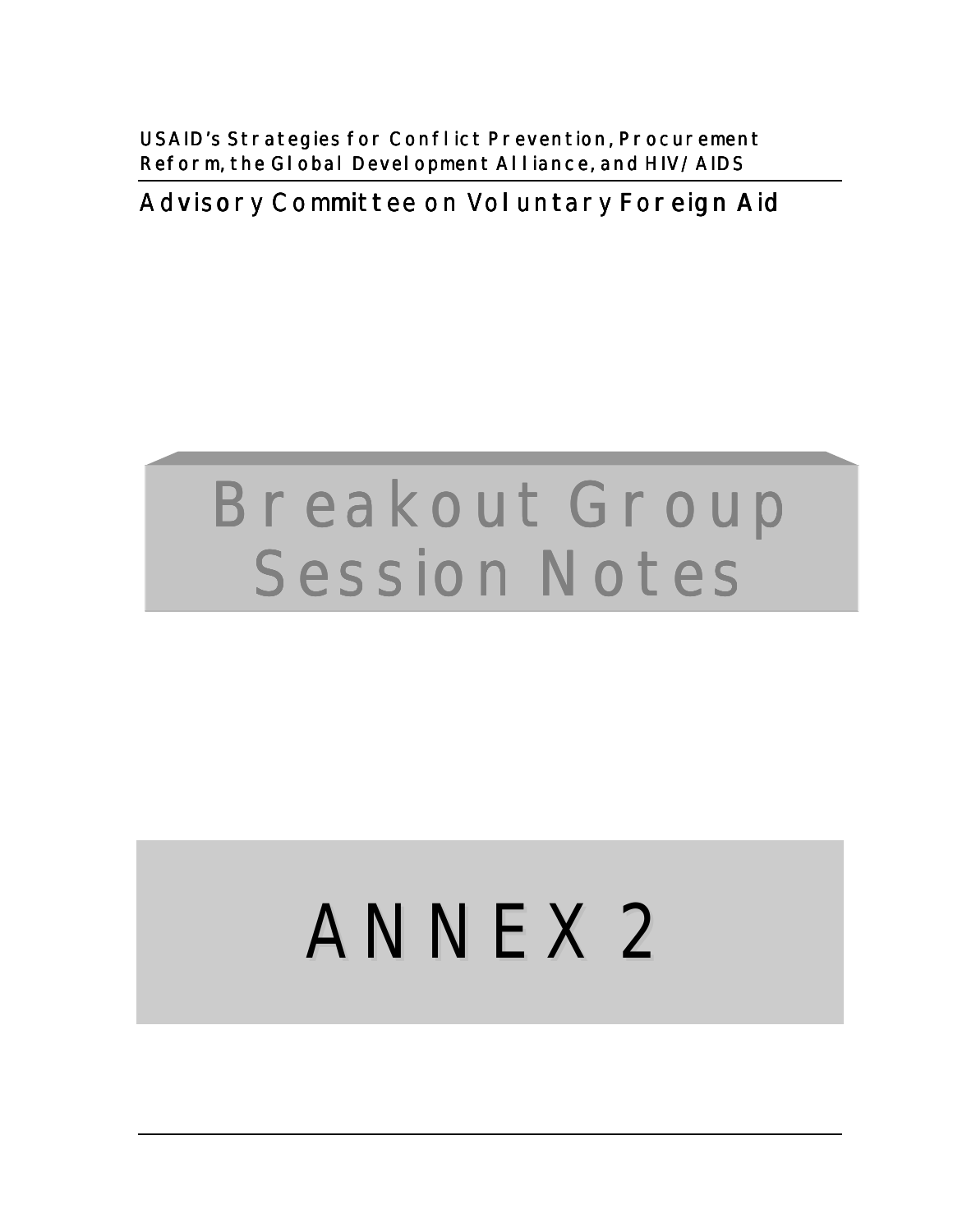USAID's Strategies for Conflict Prevention, Procurement Reform, the Global Development Alliance, and HIV/AIDS

Advisory Committee on Voluntary Foreign Aid

# Breakout Group Session Notes

# ANNEX 2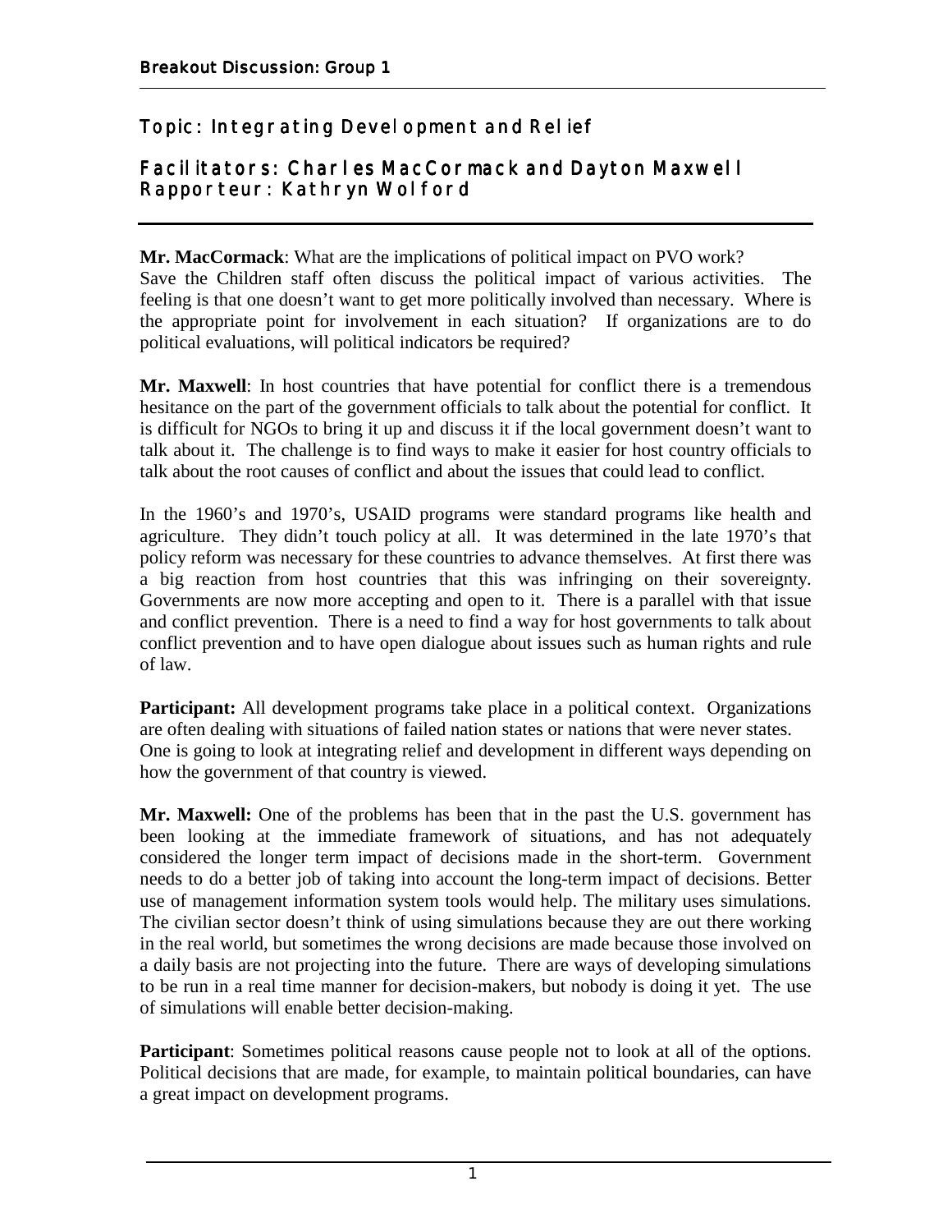## Breakout Discussion: Group 1

### Topic: Integrating Development and Relief

### Facilitators: Charles MacCormack and Dayton Maxwell
### Rapporteur: Kathryn Wolford

**Mr. MacCormack**: What are the implications of political impact on PVO work? Save the Children staff often discuss the political impact of various activities. The feeling is that one doesn't want to get more politically involved than necessary. Where is the appropriate point for involvement in each situation? If organizations are to do political evaluations, will political indicators be required?

**Mr. Maxwell**: In host countries that have potential for conflict there is a tremendous hesitance on the part of the government officials to talk about the potential for conflict. It is difficult for NGOs to bring it up and discuss it if the local government doesn't want to talk about it. The challenge is to find ways to make it easier for host country officials to talk about the root causes of conflict and about the issues that could lead to conflict.

In the 1960's and 1970's, USAID programs were standard programs like health and agriculture. They didn't touch policy at all. It was determined in the late 1970's that policy reform was necessary for these countries to advance themselves. At first there was a big reaction from host countries that this was infringing on their sovereignty. Governments are now more accepting and open to it. There is a parallel with that issue and conflict prevention. There is a need to find a way for host governments to talk about conflict prevention and to have open dialogue about issues such as human rights and rule of law.

**Participant:** All development programs take place in a political context. Organizations are often dealing with situations of failed nation states or nations that were never states. One is going to look at integrating relief and development in different ways depending on how the government of that country is viewed.

**Mr. Maxwell:** One of the problems has been that in the past the U.S. government has been looking at the immediate framework of situations, and has not adequately considered the longer term impact of decisions made in the short-term. Government needs to do a better job of taking into account the long-term impact of decisions. Better use of management information system tools would help. The military uses simulations. The civilian sector doesn't think of using simulations because they are out there working in the real world, but sometimes the wrong decisions are made because those involved on a daily basis are not projecting into the future. There are ways of developing simulations to be run in a real time manner for decision-makers, but nobody is doing it yet. The use of simulations will enable better decision-making.

**Participant**: Sometimes political reasons cause people not to look at all of the options. Political decisions that are made, for example, to maintain political boundaries, can have a great impact on development programs.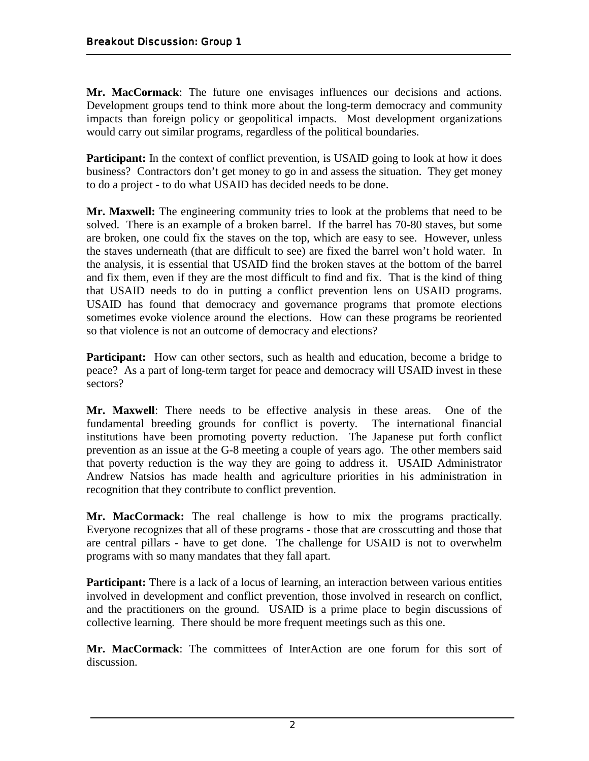**Mr. MacCormack**: The future one envisages influences our decisions and actions. Development groups tend to think more about the long-term democracy and community impacts than foreign policy or geopolitical impacts. Most development organizations would carry out similar programs, regardless of the political boundaries.

**Participant:** In the context of conflict prevention, is USAID going to look at how it does business? Contractors don't get money to go in and assess the situation. They get money to do a project - to do what USAID has decided needs to be done.

**Mr. Maxwell:** The engineering community tries to look at the problems that need to be solved. There is an example of a broken barrel. If the barrel has 70-80 staves, but some are broken, one could fix the staves on the top, which are easy to see. However, unless the staves underneath (that are difficult to see) are fixed the barrel won't hold water. In the analysis, it is essential that USAID find the broken staves at the bottom of the barrel and fix them, even if they are the most difficult to find and fix. That is the kind of thing that USAID needs to do in putting a conflict prevention lens on USAID programs. USAID has found that democracy and governance programs that promote elections sometimes evoke violence around the elections. How can these programs be reoriented so that violence is not an outcome of democracy and elections?

**Participant:** How can other sectors, such as health and education, become a bridge to peace? As a part of long-term target for peace and democracy will USAID invest in these sectors?

**Mr. Maxwell**: There needs to be effective analysis in these areas. One of the fundamental breeding grounds for conflict is poverty. The international financial institutions have been promoting poverty reduction. The Japanese put forth conflict prevention as an issue at the G-8 meeting a couple of years ago. The other members said that poverty reduction is the way they are going to address it. USAID Administrator Andrew Natsios has made health and agriculture priorities in his administration in recognition that they contribute to conflict prevention.

**Mr. MacCormack:** The real challenge is how to mix the programs practically. Everyone recognizes that all of these programs - those that are crosscutting and those that are central pillars - have to get done. The challenge for USAID is not to overwhelm programs with so many mandates that they fall apart.

**Participant:** There is a lack of a locus of learning, an interaction between various entities involved in development and conflict prevention, those involved in research on conflict, and the practitioners on the ground. USAID is a prime place to begin discussions of collective learning. There should be more frequent meetings such as this one.

**Mr. MacCormack**: The committees of InterAction are one forum for this sort of discussion.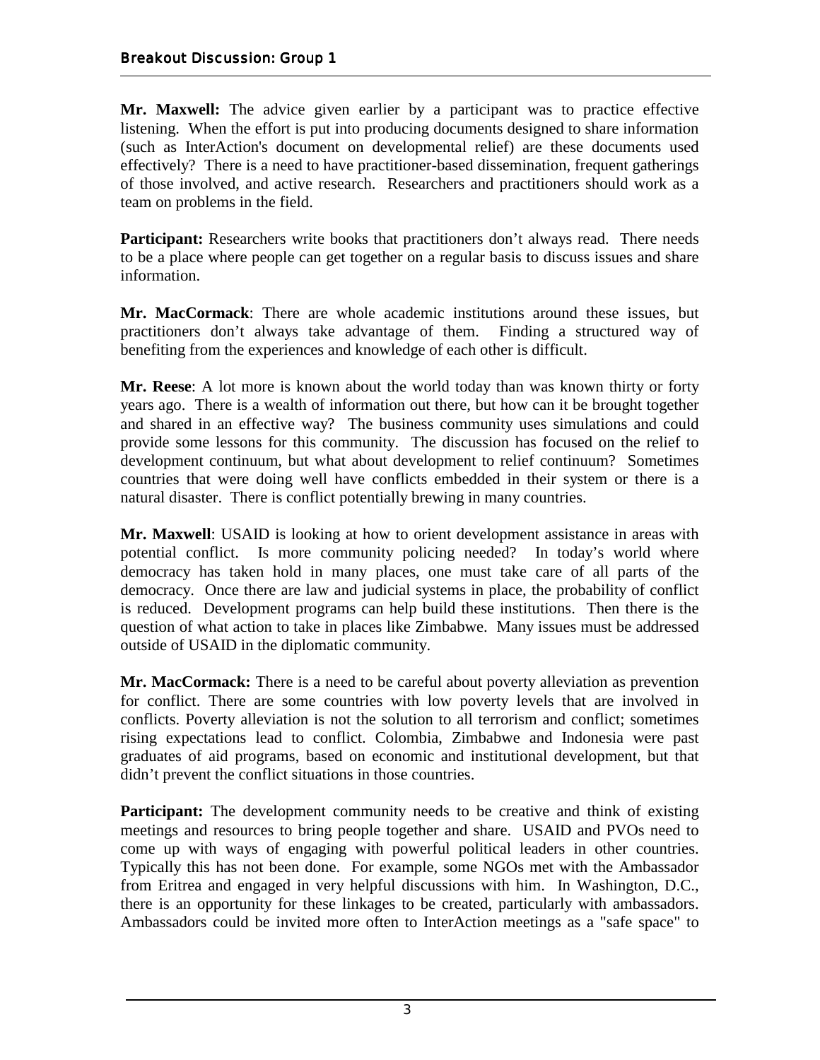**Mr. Maxwell:** The advice given earlier by a participant was to practice effective listening. When the effort is put into producing documents designed to share information (such as InterAction's document on developmental relief) are these documents used effectively? There is a need to have practitioner-based dissemination, frequent gatherings of those involved, and active research. Researchers and practitioners should work as a team on problems in the field.

**Participant:** Researchers write books that practitioners don't always read. There needs to be a place where people can get together on a regular basis to discuss issues and share information.

**Mr. MacCormack**: There are whole academic institutions around these issues, but practitioners don't always take advantage of them. Finding a structured way of benefiting from the experiences and knowledge of each other is difficult.

**Mr. Reese**: A lot more is known about the world today than was known thirty or forty years ago. There is a wealth of information out there, but how can it be brought together and shared in an effective way? The business community uses simulations and could provide some lessons for this community. The discussion has focused on the relief to development continuum, but what about development to relief continuum? Sometimes countries that were doing well have conflicts embedded in their system or there is a natural disaster. There is conflict potentially brewing in many countries.

**Mr. Maxwell**: USAID is looking at how to orient development assistance in areas with potential conflict. Is more community policing needed? In today's world where democracy has taken hold in many places, one must take care of all parts of the democracy. Once there are law and judicial systems in place, the probability of conflict is reduced. Development programs can help build these institutions. Then there is the question of what action to take in places like Zimbabwe. Many issues must be addressed outside of USAID in the diplomatic community.

**Mr. MacCormack:** There is a need to be careful about poverty alleviation as prevention for conflict. There are some countries with low poverty levels that are involved in conflicts. Poverty alleviation is not the solution to all terrorism and conflict; sometimes rising expectations lead to conflict. Colombia, Zimbabwe and Indonesia were past graduates of aid programs, based on economic and institutional development, but that didn't prevent the conflict situations in those countries.

**Participant:** The development community needs to be creative and think of existing meetings and resources to bring people together and share. USAID and PVOs need to come up with ways of engaging with powerful political leaders in other countries. Typically this has not been done. For example, some NGOs met with the Ambassador from Eritrea and engaged in very helpful discussions with him. In Washington, D.C., there is an opportunity for these linkages to be created, particularly with ambassadors. Ambassadors could be invited more often to InterAction meetings as a "safe space" to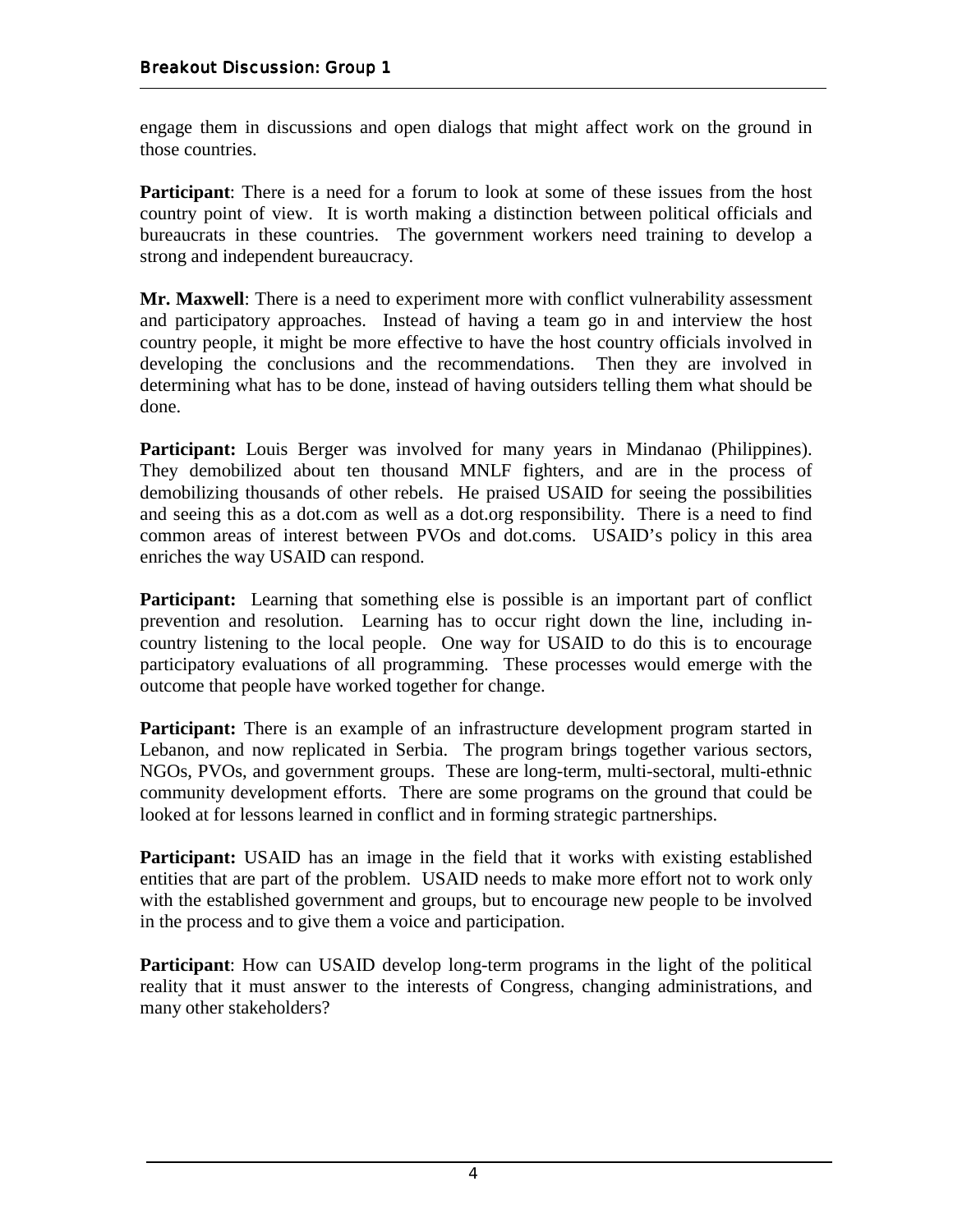engage them in discussions and open dialogs that might affect work on the ground in those countries.

**Participant**: There is a need for a forum to look at some of these issues from the host country point of view. It is worth making a distinction between political officials and bureaucrats in these countries. The government workers need training to develop a strong and independent bureaucracy.

**Mr. Maxwell**: There is a need to experiment more with conflict vulnerability assessment and participatory approaches. Instead of having a team go in and interview the host country people, it might be more effective to have the host country officials involved in developing the conclusions and the recommendations. Then they are involved in determining what has to be done, instead of having outsiders telling them what should be done.

**Participant:** Louis Berger was involved for many years in Mindanao (Philippines). They demobilized about ten thousand MNLF fighters, and are in the process of demobilizing thousands of other rebels. He praised USAID for seeing the possibilities and seeing this as a dot.com as well as a dot.org responsibility. There is a need to find common areas of interest between PVOs and dot.coms. USAID's policy in this area enriches the way USAID can respond.

**Participant:** Learning that something else is possible is an important part of conflict prevention and resolution. Learning has to occur right down the line, including in-country listening to the local people. One way for USAID to do this is to encourage participatory evaluations of all programming. These processes would emerge with the outcome that people have worked together for change.

**Participant:** There is an example of an infrastructure development program started in Lebanon, and now replicated in Serbia. The program brings together various sectors, NGOs, PVOs, and government groups. These are long-term, multi-sectoral, multi-ethnic community development efforts. There are some programs on the ground that could be looked at for lessons learned in conflict and in forming strategic partnerships.

**Participant:** USAID has an image in the field that it works with existing established entities that are part of the problem. USAID needs to make more effort not to work only with the established government and groups, but to encourage new people to be involved in the process and to give them a voice and participation.

**Participant**: How can USAID develop long-term programs in the light of the political reality that it must answer to the interests of Congress, changing administrations, and many other stakeholders?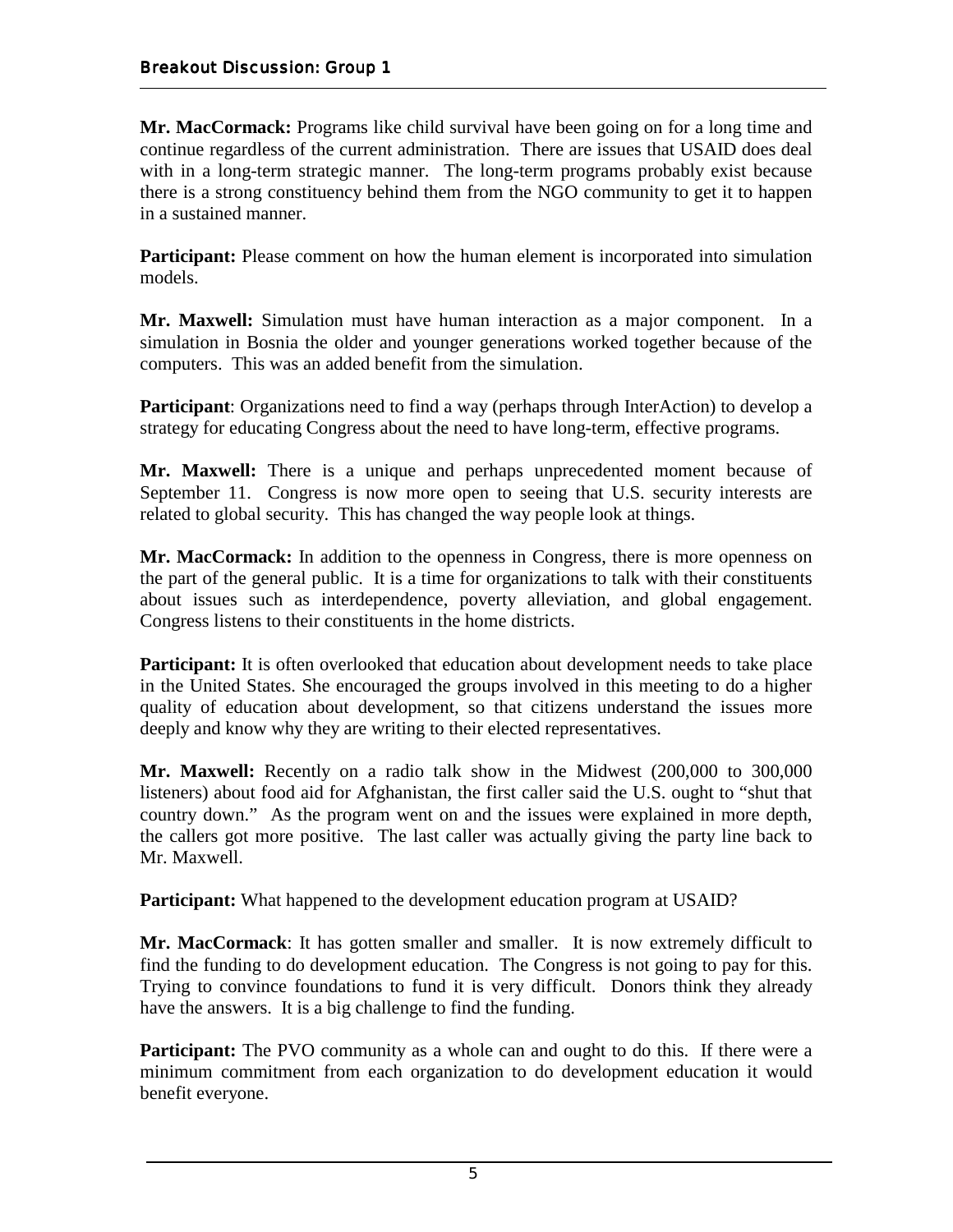**Mr. MacCormack:** Programs like child survival have been going on for a long time and continue regardless of the current administration. There are issues that USAID does deal with in a long-term strategic manner. The long-term programs probably exist because there is a strong constituency behind them from the NGO community to get it to happen in a sustained manner.

**Participant:** Please comment on how the human element is incorporated into simulation models.

**Mr. Maxwell:** Simulation must have human interaction as a major component. In a simulation in Bosnia the older and younger generations worked together because of the computers. This was an added benefit from the simulation.

**Participant**: Organizations need to find a way (perhaps through InterAction) to develop a strategy for educating Congress about the need to have long-term, effective programs.

**Mr. Maxwell:** There is a unique and perhaps unprecedented moment because of September 11. Congress is now more open to seeing that U.S. security interests are related to global security. This has changed the way people look at things.

**Mr. MacCormack:** In addition to the openness in Congress, there is more openness on the part of the general public. It is a time for organizations to talk with their constituents about issues such as interdependence, poverty alleviation, and global engagement. Congress listens to their constituents in the home districts.

**Participant:** It is often overlooked that education about development needs to take place in the United States. She encouraged the groups involved in this meeting to do a higher quality of education about development, so that citizens understand the issues more deeply and know why they are writing to their elected representatives.

**Mr. Maxwell:** Recently on a radio talk show in the Midwest (200,000 to 300,000 listeners) about food aid for Afghanistan, the first caller said the U.S. ought to "shut that country down." As the program went on and the issues were explained in more depth, the callers got more positive. The last caller was actually giving the party line back to Mr. Maxwell.

**Participant:** What happened to the development education program at USAID?

**Mr. MacCormack**: It has gotten smaller and smaller. It is now extremely difficult to find the funding to do development education. The Congress is not going to pay for this. Trying to convince foundations to fund it is very difficult. Donors think they already have the answers. It is a big challenge to find the funding.

**Participant:** The PVO community as a whole can and ought to do this. If there were a minimum commitment from each organization to do development education it would benefit everyone.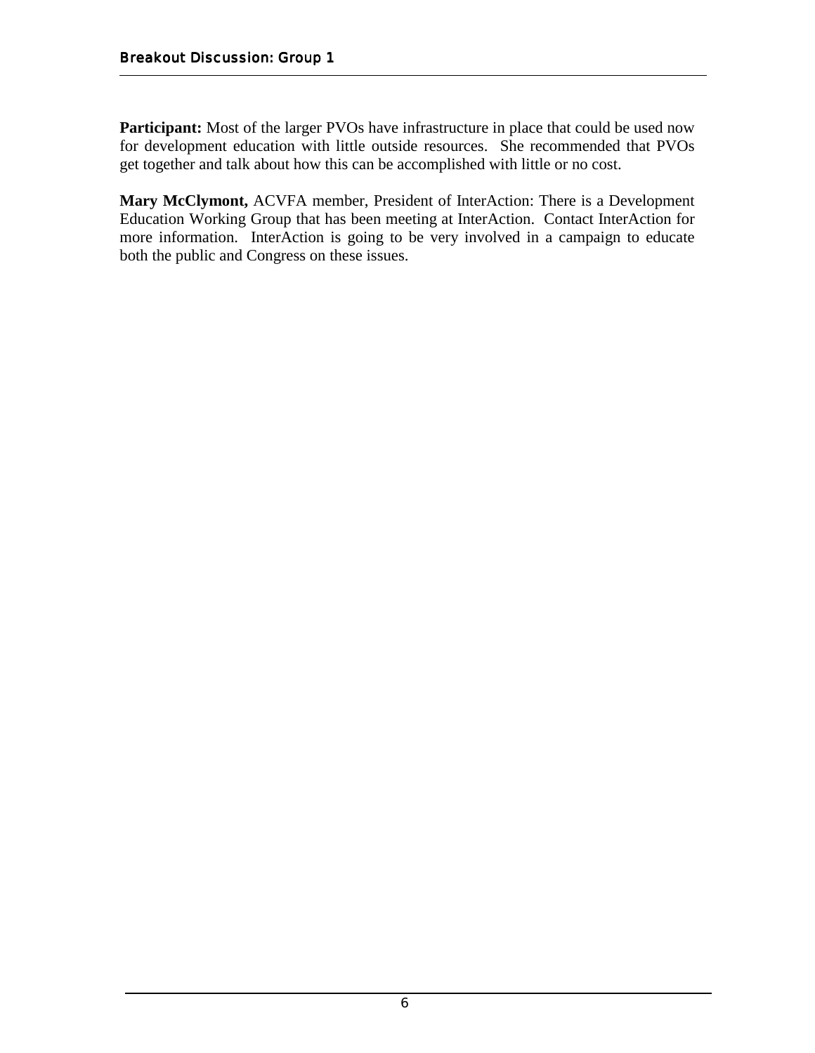**Participant:** Most of the larger PVOs have infrastructure in place that could be used now for development education with little outside resources. She recommended that PVOs get together and talk about how this can be accomplished with little or no cost.

**Mary McClymont,** ACVFA member, President of InterAction: There is a Development Education Working Group that has been meeting at InterAction. Contact InterAction for more information. InterAction is going to be very involved in a campaign to educate both the public and Congress on these issues.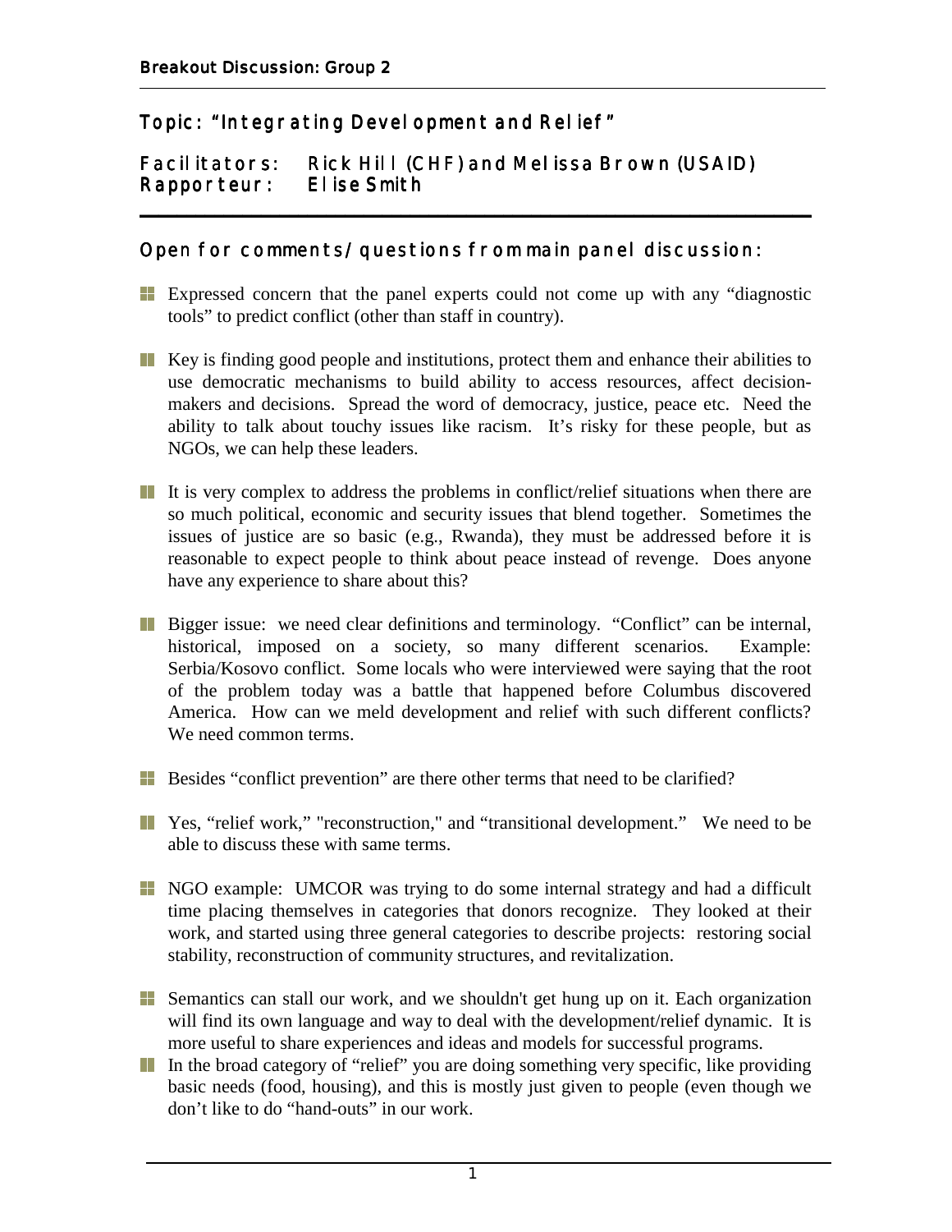## Breakout Discussion: Group 2

### Topic: "Integrating Development and Relief"

**Facilitators:** Rick Hill (CHF) and Melissa Brown (USAID)
**Rapporteur:** Elise Smith

### Open for comments/questions from main panel discussion:

- Expressed concern that the panel experts could not come up with any "diagnostic tools" to predict conflict (other than staff in country).

- Key is finding good people and institutions, protect them and enhance their abilities to use democratic mechanisms to build ability to access resources, affect decision-makers and decisions. Spread the word of democracy, justice, peace etc. Need the ability to talk about touchy issues like racism. It's risky for these people, but as NGOs, we can help these leaders.

- It is very complex to address the problems in conflict/relief situations when there are so much political, economic and security issues that blend together. Sometimes the issues of justice are so basic (e.g., Rwanda), they must be addressed before it is reasonable to expect people to think about peace instead of revenge. Does anyone have any experience to share about this?

- Bigger issue: we need clear definitions and terminology. "Conflict" can be internal, historical, imposed on a society, so many different scenarios. Example: Serbia/Kosovo conflict. Some locals who were interviewed were saying that the root of the problem today was a battle that happened before Columbus discovered America. How can we meld development and relief with such different conflicts? We need common terms.

- Besides "conflict prevention" are there other terms that need to be clarified?

- Yes, "relief work," "reconstruction," and "transitional development." We need to be able to discuss these with same terms.

- NGO example: UMCOR was trying to do some internal strategy and had a difficult time placing themselves in categories that donors recognize. They looked at their work, and started using three general categories to describe projects: restoring social stability, reconstruction of community structures, and revitalization.

- Semantics can stall our work, and we shouldn't get hung up on it. Each organization will find its own language and way to deal with the development/relief dynamic. It is more useful to share experiences and ideas and models for successful programs.
- In the broad category of "relief" you are doing something very specific, like providing basic needs (food, housing), and this is mostly just given to people (even though we don't like to do "hand-outs" in our work.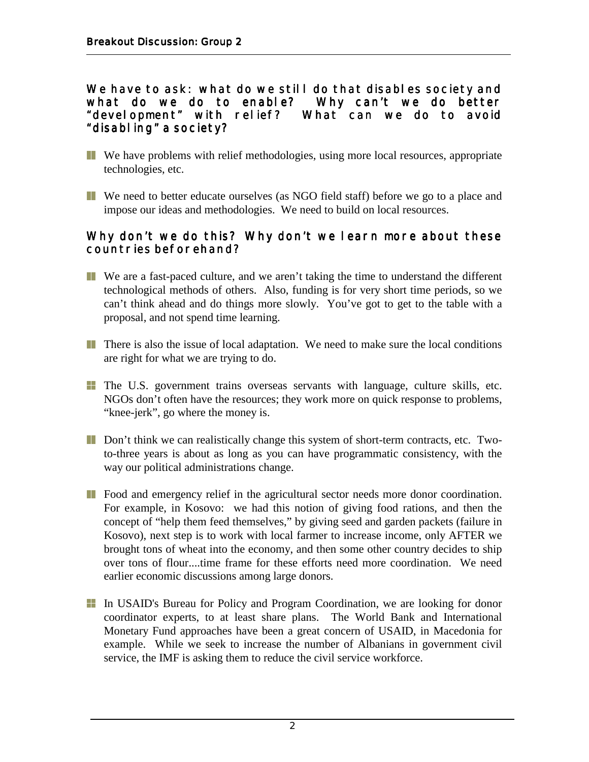We have to ask: what do we still do that disables society and what do we do to enable? Why can't we do better "development" with relief? What can we do to avoid "disabling" a society?

- We have problems with relief methodologies, using more local resources, appropriate technologies, etc.
- We need to better educate ourselves (as NGO field staff) before we go to a place and impose our ideas and methodologies. We need to build on local resources.

Why don't we do this? Why don't we learn more about these countries beforehand?

- We are a fast-paced culture, and we aren't taking the time to understand the different technological methods of others. Also, funding is for very short time periods, so we can't think ahead and do things more slowly. You've got to get to the table with a proposal, and not spend time learning.
- There is also the issue of local adaptation. We need to make sure the local conditions are right for what we are trying to do.
- The U.S. government trains overseas servants with language, culture skills, etc. NGOs don't often have the resources; they work more on quick response to problems, "knee-jerk", go where the money is.
- Don't think we can realistically change this system of short-term contracts, etc. Two-to-three years is about as long as you can have programmatic consistency, with the way our political administrations change.
- Food and emergency relief in the agricultural sector needs more donor coordination. For example, in Kosovo: we had this notion of giving food rations, and then the concept of "help them feed themselves," by giving seed and garden packets (failure in Kosovo), next step is to work with local farmer to increase income, only AFTER we brought tons of wheat into the economy, and then some other country decides to ship over tons of flour....time frame for these efforts need more coordination. We need earlier economic discussions among large donors.
- In USAID's Bureau for Policy and Program Coordination, we are looking for donor coordinator experts, to at least share plans. The World Bank and International Monetary Fund approaches have been a great concern of USAID, in Macedonia for example. While we seek to increase the number of Albanians in government civil service, the IMF is asking them to reduce the civil service workforce.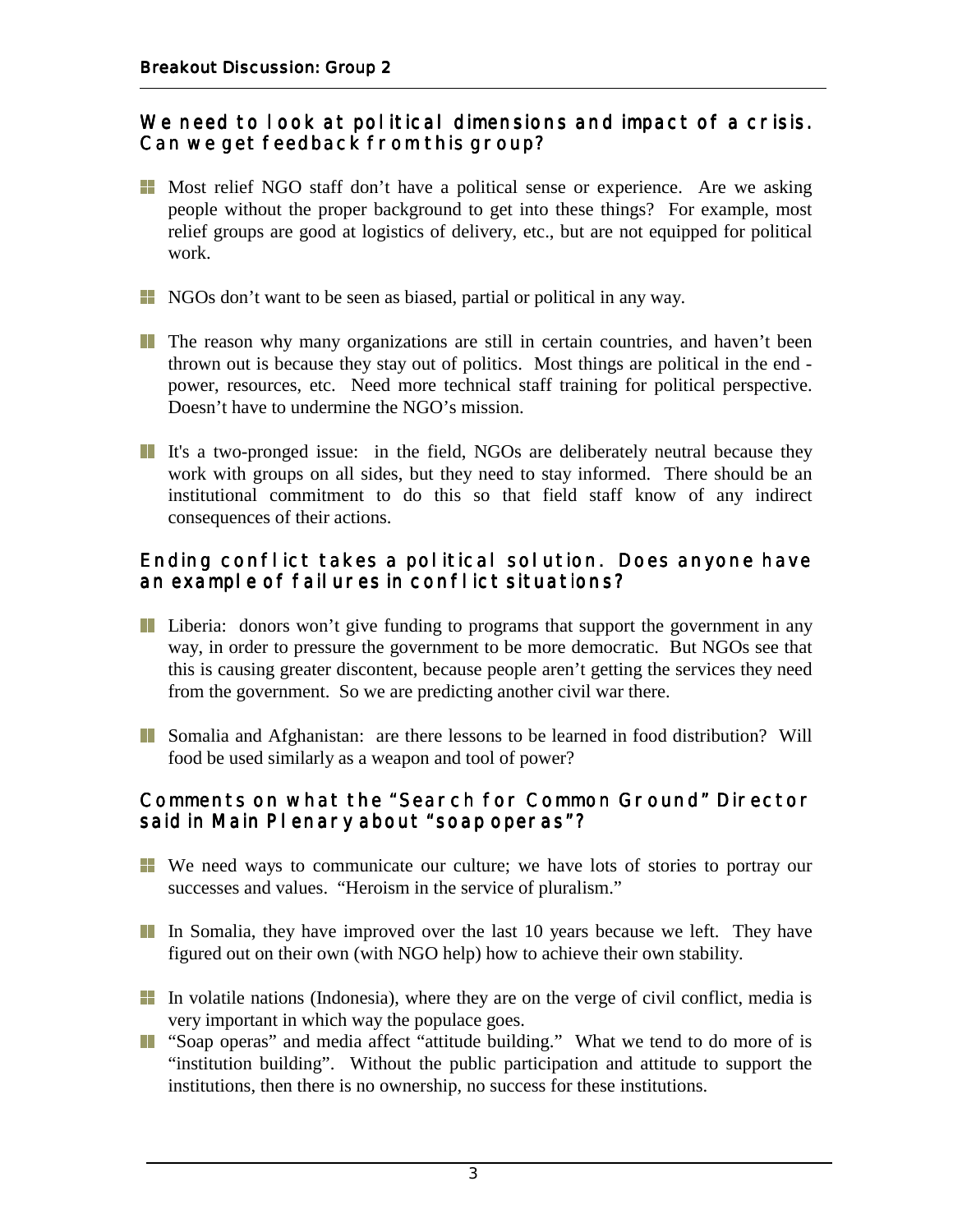## Breakout Discussion: Group 2

### We need to look at political dimensions and impact of a crisis. Can we get feedback from this group?

- Most relief NGO staff don't have a political sense or experience. Are we asking people without the proper background to get into these things? For example, most relief groups are good at logistics of delivery, etc., but are not equipped for political work.

- NGOs don't want to be seen as biased, partial or political in any way.

- The reason why many organizations are still in certain countries, and haven't been thrown out is because they stay out of politics. Most things are political in the end - power, resources, etc. Need more technical staff training for political perspective. Doesn't have to undermine the NGO's mission.

- It's a two-pronged issue: in the field, NGOs are deliberately neutral because they work with groups on all sides, but they need to stay informed. There should be an institutional commitment to do this so that field staff know of any indirect consequences of their actions.

### Ending conflict takes a political solution. Does anyone have an example of failures in conflict situations?

- Liberia: donors won't give funding to programs that support the government in any way, in order to pressure the government to be more democratic. But NGOs see that this is causing greater discontent, because people aren't getting the services they need from the government. So we are predicting another civil war there.

- Somalia and Afghanistan: are there lessons to be learned in food distribution? Will food be used similarly as a weapon and tool of power?

### Comments on what the "Search for Common Ground" Director said in Main Plenary about "soap operas"?

- We need ways to communicate our culture; we have lots of stories to portray our successes and values. "Heroism in the service of pluralism."

- In Somalia, they have improved over the last 10 years because we left. They have figured out on their own (with NGO help) how to achieve their own stability.

- In volatile nations (Indonesia), where they are on the verge of civil conflict, media is very important in which way the populace goes.
- "Soap operas" and media affect "attitude building." What we tend to do more of is "institution building". Without the public participation and attitude to support the institutions, then there is no ownership, no success for these institutions.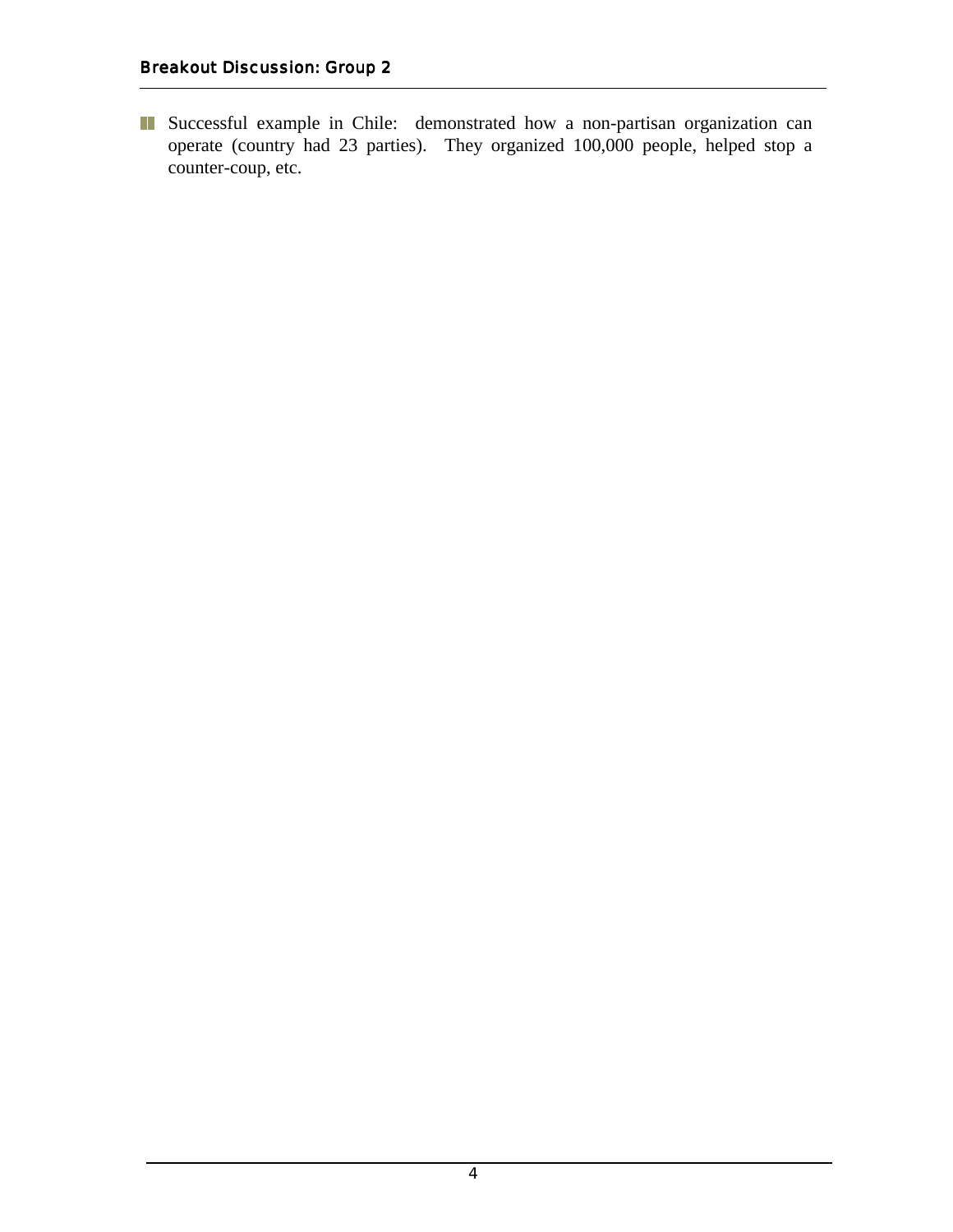- Successful example in Chile:  demonstrated how a non-partisan organization can operate (country had 23 parties).  They organized 100,000 people, helped stop a counter-coup, etc.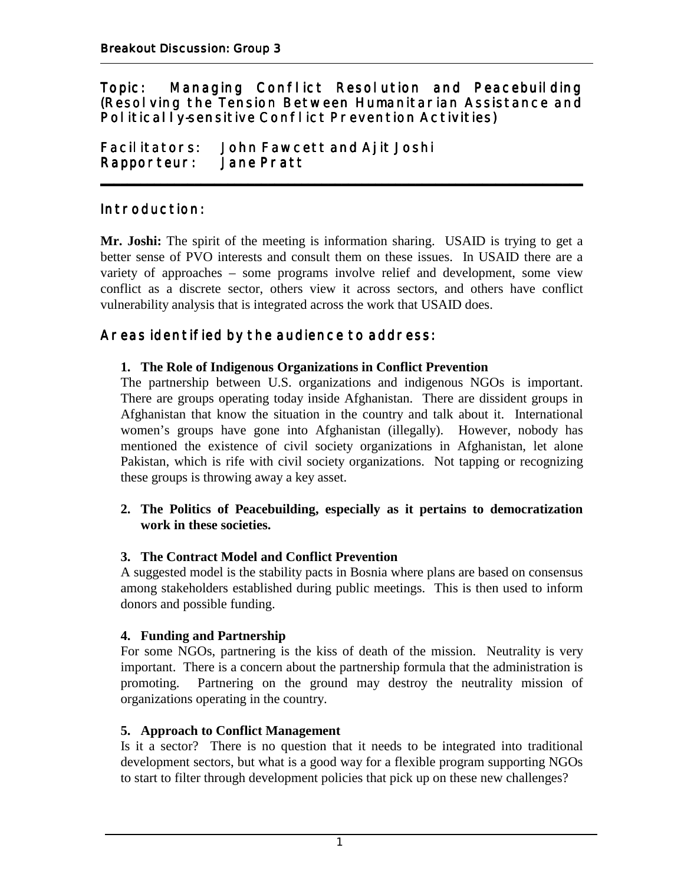Breakout Discussion: Group 3

## Topic: Managing Conflict Resolution and Peacebuilding (Resolving the Tension Between Humanitarian Assistance and Politically-sensitive Conflict Prevention Activities)

Facilitators: John Fawcett and Ajit Joshi
Rapporteur: Jane Pratt

## Introduction:

**Mr. Joshi:** The spirit of the meeting is information sharing. USAID is trying to get a better sense of PVO interests and consult them on these issues. In USAID there are a variety of approaches – some programs involve relief and development, some view conflict as a discrete sector, others view it across sectors, and others have conflict vulnerability analysis that is integrated across the work that USAID does.

## Areas identified by the audience to address:

1. **The Role of Indigenous Organizations in Conflict Prevention**
The partnership between U.S. organizations and indigenous NGOs is important. There are groups operating today inside Afghanistan. There are dissident groups in Afghanistan that know the situation in the country and talk about it. International women's groups have gone into Afghanistan (illegally). However, nobody has mentioned the existence of civil society organizations in Afghanistan, let alone Pakistan, which is rife with civil society organizations. Not tapping or recognizing these groups is throwing away a key asset.

2. **The Politics of Peacebuilding, especially as it pertains to democratization work in these societies.**

3. **The Contract Model and Conflict Prevention**
A suggested model is the stability pacts in Bosnia where plans are based on consensus among stakeholders established during public meetings. This is then used to inform donors and possible funding.

4. **Funding and Partnership**
For some NGOs, partnering is the kiss of death of the mission. Neutrality is very important. There is a concern about the partnership formula that the administration is promoting. Partnering on the ground may destroy the neutrality mission of organizations operating in the country.

5. **Approach to Conflict Management**
Is it a sector? There is no question that it needs to be integrated into traditional development sectors, but what is a good way for a flexible program supporting NGOs to start to filter through development policies that pick up on these new challenges?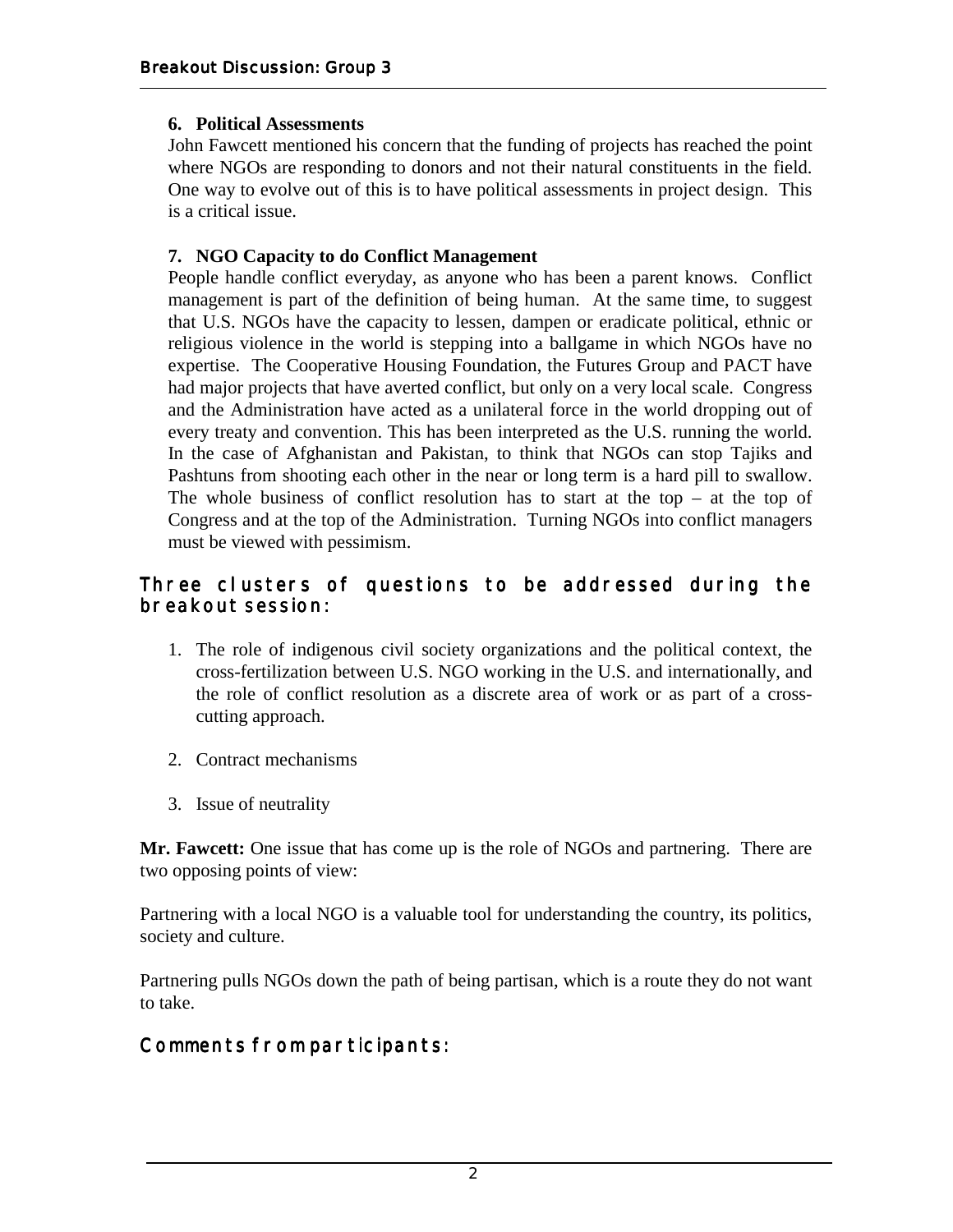### 6. Political Assessments

John Fawcett mentioned his concern that the funding of projects has reached the point where NGOs are responding to donors and not their natural constituents in the field. One way to evolve out of this is to have political assessments in project design. This is a critical issue.

### 7. NGO Capacity to do Conflict Management

People handle conflict everyday, as anyone who has been a parent knows. Conflict management is part of the definition of being human. At the same time, to suggest that U.S. NGOs have the capacity to lessen, dampen or eradicate political, ethnic or religious violence in the world is stepping into a ballgame in which NGOs have no expertise. The Cooperative Housing Foundation, the Futures Group and PACT have had major projects that have averted conflict, but only on a very local scale. Congress and the Administration have acted as a unilateral force in the world dropping out of every treaty and convention. This has been interpreted as the U.S. running the world. In the case of Afghanistan and Pakistan, to think that NGOs can stop Tajiks and Pashtuns from shooting each other in the near or long term is a hard pill to swallow. The whole business of conflict resolution has to start at the top – at the top of Congress and at the top of the Administration. Turning NGOs into conflict managers must be viewed with pessimism.

## Three clusters of questions to be addressed during the breakout session:

1. The role of indigenous civil society organizations and the political context, the cross-fertilization between U.S. NGO working in the U.S. and internationally, and the role of conflict resolution as a discrete area of work or as part of a cross-cutting approach.
2. Contract mechanisms
3. Issue of neutrality

**Mr. Fawcett:** One issue that has come up is the role of NGOs and partnering. There are two opposing points of view:

Partnering with a local NGO is a valuable tool for understanding the country, its politics, society and culture.

Partnering pulls NGOs down the path of being partisan, which is a route they do not want to take.

## Comments from participants: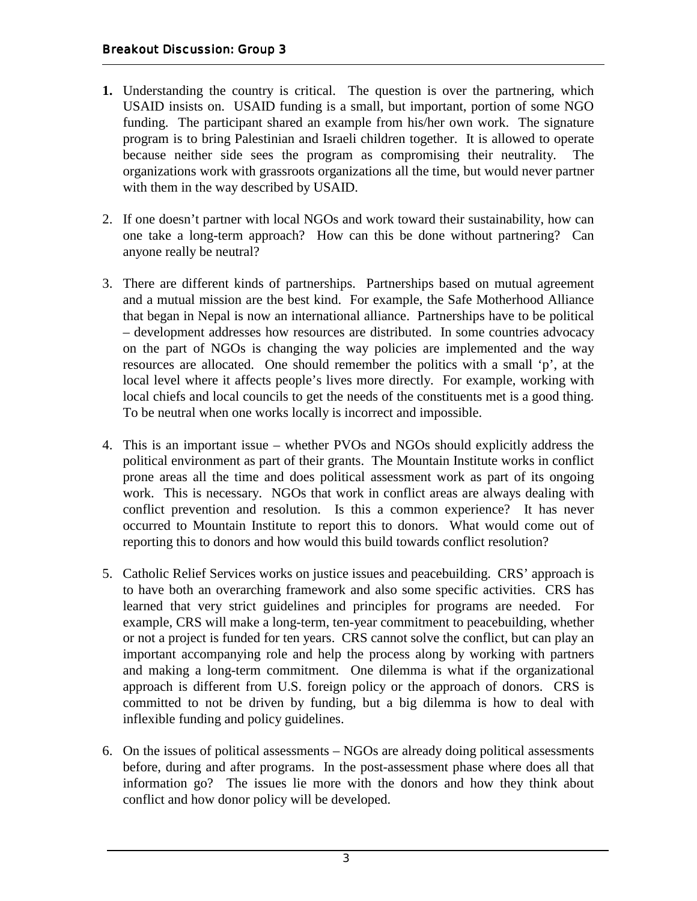**Breakout Discussion: Group 3**

1. Understanding the country is critical. The question is over the partnering, which USAID insists on. USAID funding is a small, but important, portion of some NGO funding. The participant shared an example from his/her own work. The signature program is to bring Palestinian and Israeli children together. It is allowed to operate because neither side sees the program as compromising their neutrality. The organizations work with grassroots organizations all the time, but would never partner with them in the way described by USAID.

2. If one doesn't partner with local NGOs and work toward their sustainability, how can one take a long-term approach? How can this be done without partnering? Can anyone really be neutral?

3. There are different kinds of partnerships. Partnerships based on mutual agreement and a mutual mission are the best kind. For example, the Safe Motherhood Alliance that began in Nepal is now an international alliance. Partnerships have to be political – development addresses how resources are distributed. In some countries advocacy on the part of NGOs is changing the way policies are implemented and the way resources are allocated. One should remember the politics with a small 'p', at the local level where it affects people's lives more directly. For example, working with local chiefs and local councils to get the needs of the constituents met is a good thing. To be neutral when one works locally is incorrect and impossible.

4. This is an important issue – whether PVOs and NGOs should explicitly address the political environment as part of their grants. The Mountain Institute works in conflict prone areas all the time and does political assessment work as part of its ongoing work. This is necessary. NGOs that work in conflict areas are always dealing with conflict prevention and resolution. Is this a common experience? It has never occurred to Mountain Institute to report this to donors. What would come out of reporting this to donors and how would this build towards conflict resolution?

5. Catholic Relief Services works on justice issues and peacebuilding. CRS' approach is to have both an overarching framework and also some specific activities. CRS has learned that very strict guidelines and principles for programs are needed. For example, CRS will make a long-term, ten-year commitment to peacebuilding, whether or not a project is funded for ten years. CRS cannot solve the conflict, but can play an important accompanying role and help the process along by working with partners and making a long-term commitment. One dilemma is what if the organizational approach is different from U.S. foreign policy or the approach of donors. CRS is committed to not be driven by funding, but a big dilemma is how to deal with inflexible funding and policy guidelines.

6. On the issues of political assessments – NGOs are already doing political assessments before, during and after programs. In the post-assessment phase where does all that information go? The issues lie more with the donors and how they think about conflict and how donor policy will be developed.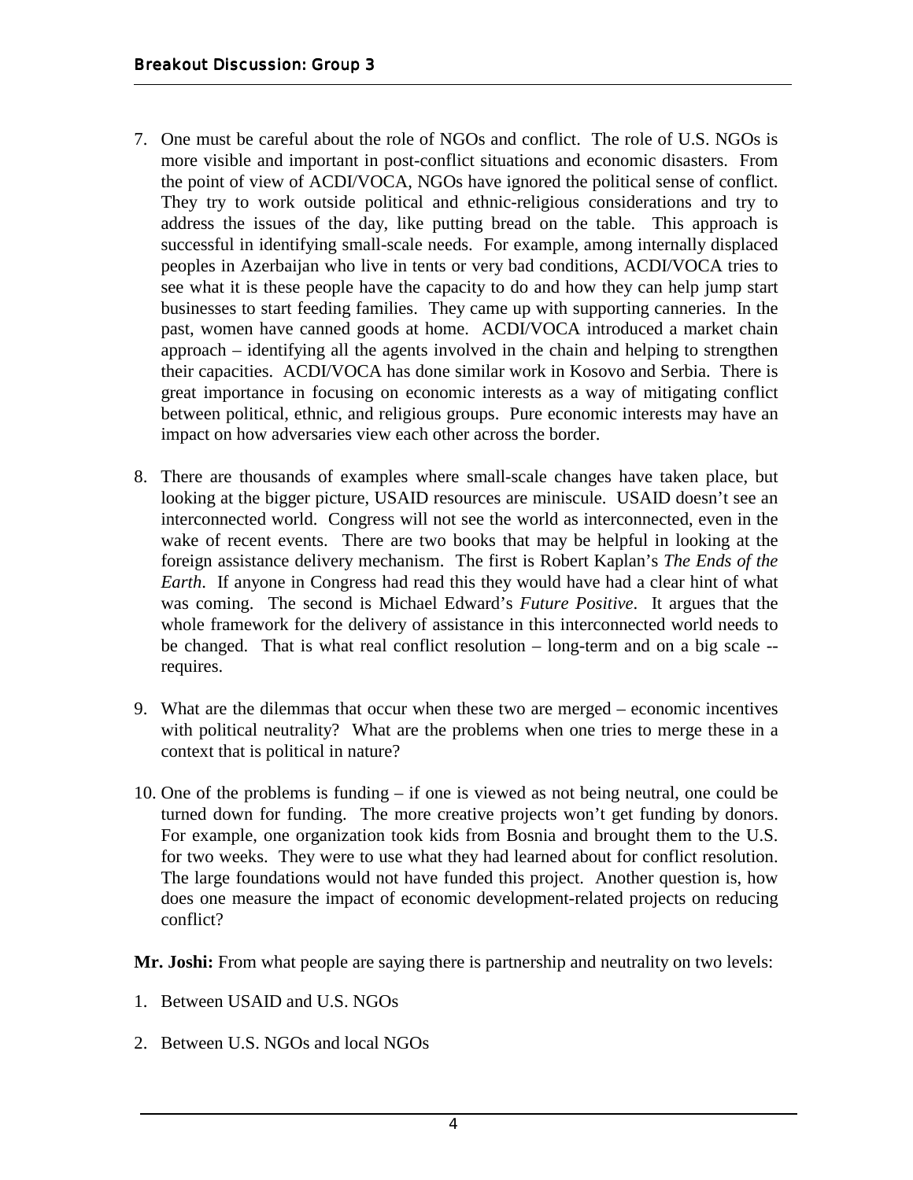7. One must be careful about the role of NGOs and conflict. The role of U.S. NGOs is more visible and important in post-conflict situations and economic disasters. From the point of view of ACDI/VOCA, NGOs have ignored the political sense of conflict. They try to work outside political and ethnic-religious considerations and try to address the issues of the day, like putting bread on the table. This approach is successful in identifying small-scale needs. For example, among internally displaced peoples in Azerbaijan who live in tents or very bad conditions, ACDI/VOCA tries to see what it is these people have the capacity to do and how they can help jump start businesses to start feeding families. They came up with supporting canneries. In the past, women have canned goods at home. ACDI/VOCA introduced a market chain approach – identifying all the agents involved in the chain and helping to strengthen their capacities. ACDI/VOCA has done similar work in Kosovo and Serbia. There is great importance in focusing on economic interests as a way of mitigating conflict between political, ethnic, and religious groups. Pure economic interests may have an impact on how adversaries view each other across the border.

8. There are thousands of examples where small-scale changes have taken place, but looking at the bigger picture, USAID resources are miniscule. USAID doesn't see an interconnected world. Congress will not see the world as interconnected, even in the wake of recent events. There are two books that may be helpful in looking at the foreign assistance delivery mechanism. The first is Robert Kaplan's *The Ends of the Earth*. If anyone in Congress had read this they would have had a clear hint of what was coming. The second is Michael Edward's *Future Positive*. It argues that the whole framework for the delivery of assistance in this interconnected world needs to be changed. That is what real conflict resolution – long-term and on a big scale -- requires.

9. What are the dilemmas that occur when these two are merged – economic incentives with political neutrality? What are the problems when one tries to merge these in a context that is political in nature?

10. One of the problems is funding – if one is viewed as not being neutral, one could be turned down for funding. The more creative projects won't get funding by donors. For example, one organization took kids from Bosnia and brought them to the U.S. for two weeks. They were to use what they had learned about for conflict resolution. The large foundations would not have funded this project. Another question is, how does one measure the impact of economic development-related projects on reducing conflict?

**Mr. Joshi:** From what people are saying there is partnership and neutrality on two levels:

1. Between USAID and U.S. NGOs

2. Between U.S. NGOs and local NGOs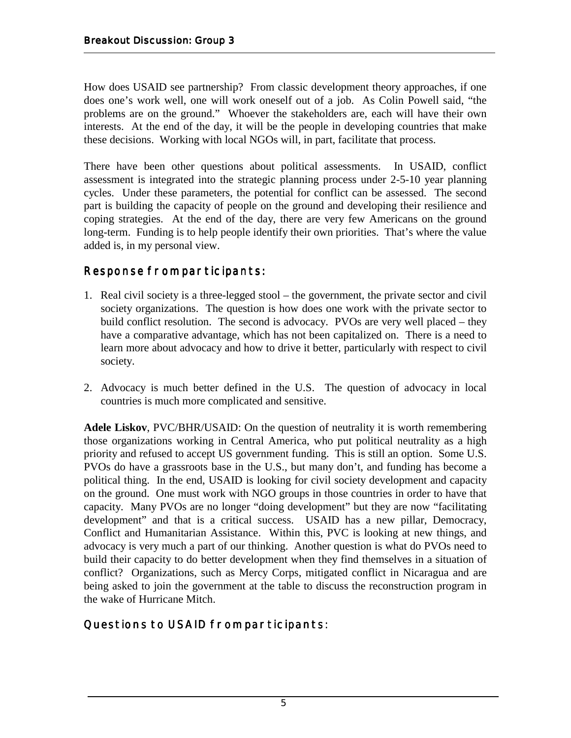How does USAID see partnership? From classic development theory approaches, if one does one's work well, one will work oneself out of a job. As Colin Powell said, "the problems are on the ground." Whoever the stakeholders are, each will have their own interests. At the end of the day, it will be the people in developing countries that make these decisions. Working with local NGOs will, in part, facilitate that process.

There have been other questions about political assessments. In USAID, conflict assessment is integrated into the strategic planning process under 2-5-10 year planning cycles. Under these parameters, the potential for conflict can be assessed. The second part is building the capacity of people on the ground and developing their resilience and coping strategies. At the end of the day, there are very few Americans on the ground long-term. Funding is to help people identify their own priorities. That's where the value added is, in my personal view.

## Response from participants:

1. Real civil society is a three-legged stool – the government, the private sector and civil society organizations. The question is how does one work with the private sector to build conflict resolution. The second is advocacy. PVOs are very well placed – they have a comparative advantage, which has not been capitalized on. There is a need to learn more about advocacy and how to drive it better, particularly with respect to civil society.

2. Advocacy is much better defined in the U.S. The question of advocacy in local countries is much more complicated and sensitive.

**Adele Liskov**, PVC/BHR/USAID: On the question of neutrality it is worth remembering those organizations working in Central America, who put political neutrality as a high priority and refused to accept US government funding. This is still an option. Some U.S. PVOs do have a grassroots base in the U.S., but many don't, and funding has become a political thing. In the end, USAID is looking for civil society development and capacity on the ground. One must work with NGO groups in those countries in order to have that capacity. Many PVOs are no longer "doing development" but they are now "facilitating development" and that is a critical success. USAID has a new pillar, Democracy, Conflict and Humanitarian Assistance. Within this, PVC is looking at new things, and advocacy is very much a part of our thinking. Another question is what do PVOs need to build their capacity to do better development when they find themselves in a situation of conflict? Organizations, such as Mercy Corps, mitigated conflict in Nicaragua and are being asked to join the government at the table to discuss the reconstruction program in the wake of Hurricane Mitch.

## Questions to USAID from participants: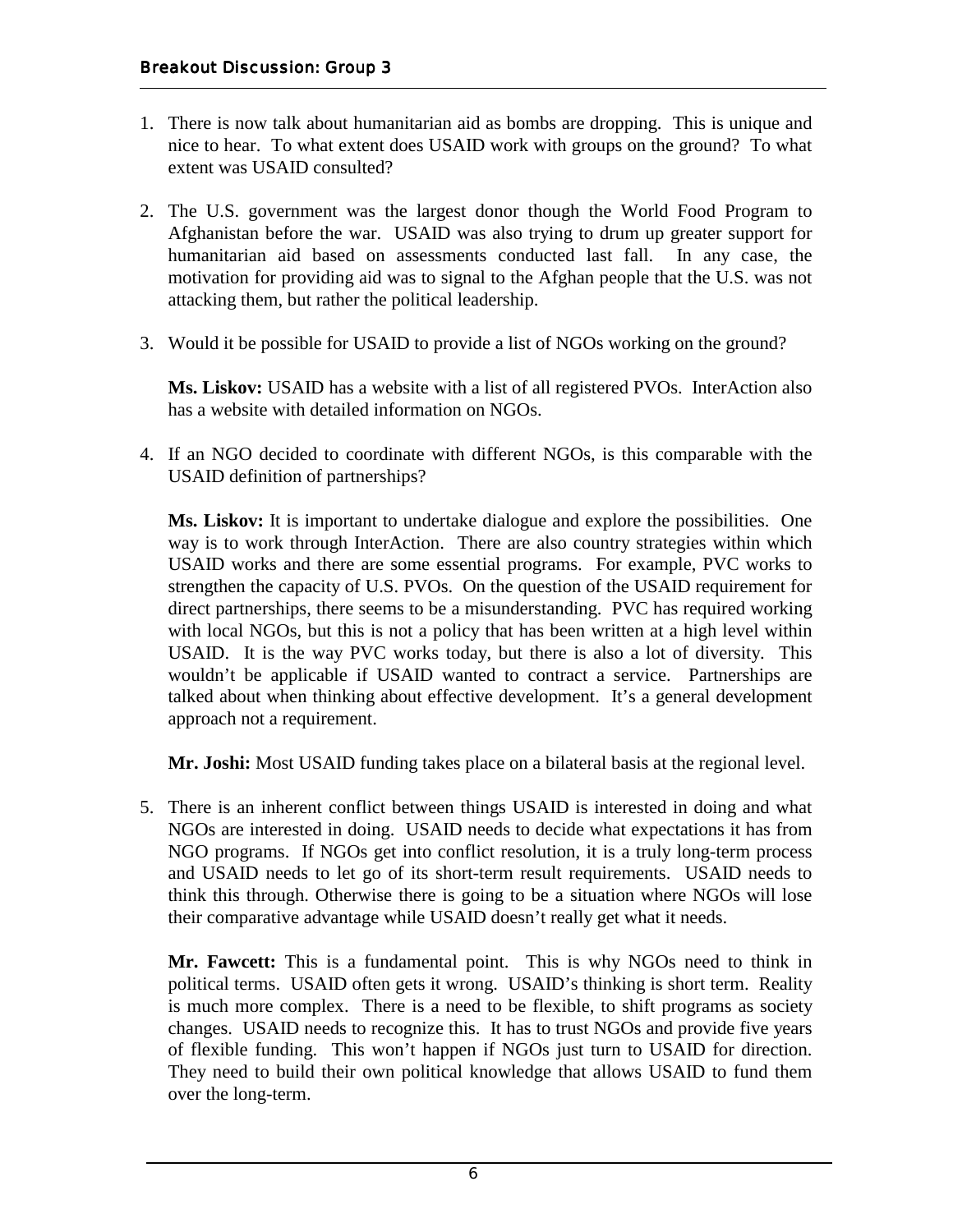## Breakout Discussion: Group 3

1. There is now talk about humanitarian aid as bombs are dropping. This is unique and nice to hear. To what extent does USAID work with groups on the ground? To what extent was USAID consulted?

2. The U.S. government was the largest donor though the World Food Program to Afghanistan before the war. USAID was also trying to drum up greater support for humanitarian aid based on assessments conducted last fall. In any case, the motivation for providing aid was to signal to the Afghan people that the U.S. was not attacking them, but rather the political leadership.

3. Would it be possible for USAID to provide a list of NGOs working on the ground?

   **Ms. Liskov:** USAID has a website with a list of all registered PVOs. InterAction also has a website with detailed information on NGOs.

4. If an NGO decided to coordinate with different NGOs, is this comparable with the USAID definition of partnerships?

   **Ms. Liskov:** It is important to undertake dialogue and explore the possibilities. One way is to work through InterAction. There are also country strategies within which USAID works and there are some essential programs. For example, PVC works to strengthen the capacity of U.S. PVOs. On the question of the USAID requirement for direct partnerships, there seems to be a misunderstanding. PVC has required working with local NGOs, but this is not a policy that has been written at a high level within USAID. It is the way PVC works today, but there is also a lot of diversity. This wouldn't be applicable if USAID wanted to contract a service. Partnerships are talked about when thinking about effective development. It's a general development approach not a requirement.

   **Mr. Joshi:** Most USAID funding takes place on a bilateral basis at the regional level.

5. There is an inherent conflict between things USAID is interested in doing and what NGOs are interested in doing. USAID needs to decide what expectations it has from NGO programs. If NGOs get into conflict resolution, it is a truly long-term process and USAID needs to let go of its short-term result requirements. USAID needs to think this through. Otherwise there is going to be a situation where NGOs will lose their comparative advantage while USAID doesn't really get what it needs.

   **Mr. Fawcett:** This is a fundamental point. This is why NGOs need to think in political terms. USAID often gets it wrong. USAID's thinking is short term. Reality is much more complex. There is a need to be flexible, to shift programs as society changes. USAID needs to recognize this. It has to trust NGOs and provide five years of flexible funding. This won't happen if NGOs just turn to USAID for direction. They need to build their own political knowledge that allows USAID to fund them over the long-term.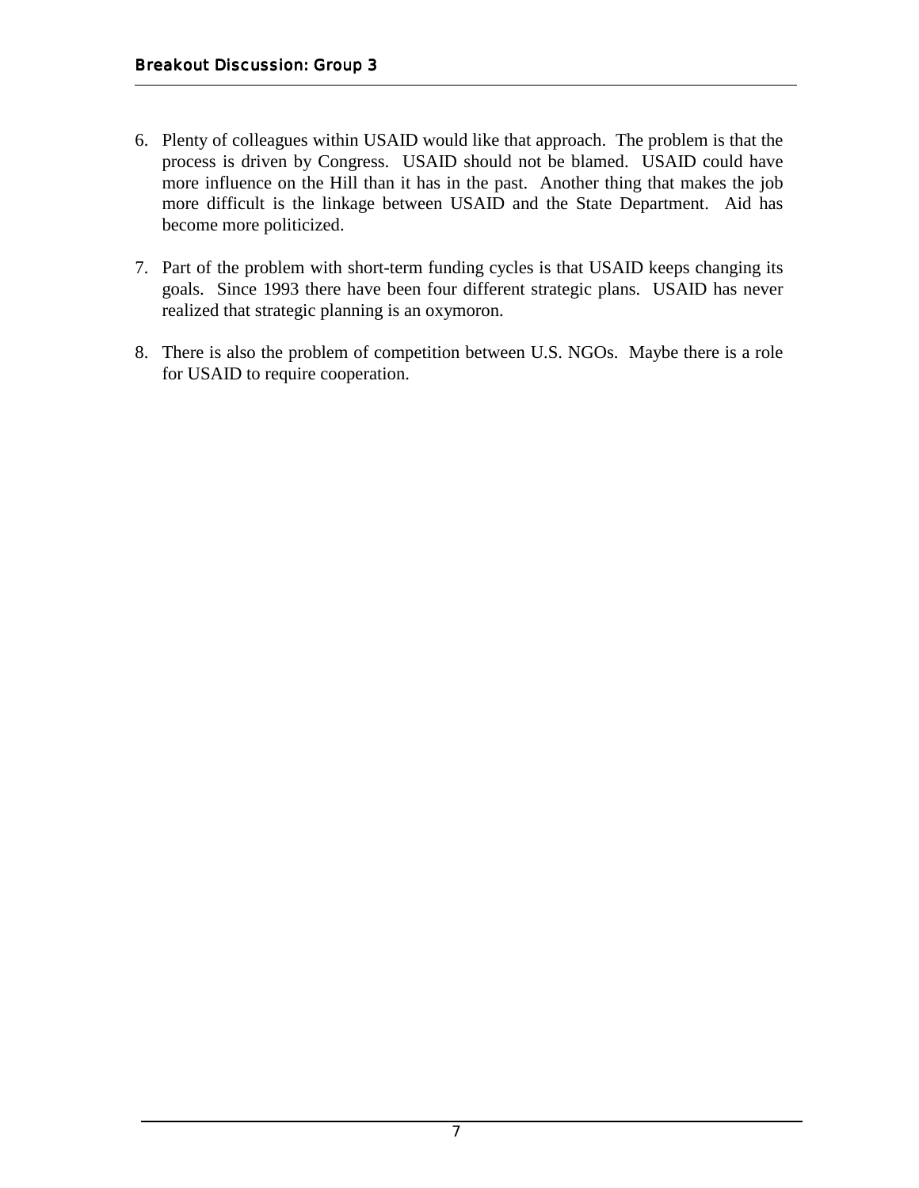6. Plenty of colleagues within USAID would like that approach. The problem is that the process is driven by Congress. USAID should not be blamed. USAID could have more influence on the Hill than it has in the past. Another thing that makes the job more difficult is the linkage between USAID and the State Department. Aid has become more politicized.

7. Part of the problem with short-term funding cycles is that USAID keeps changing its goals. Since 1993 there have been four different strategic plans. USAID has never realized that strategic planning is an oxymoron.

8. There is also the problem of competition between U.S. NGOs. Maybe there is a role for USAID to require cooperation.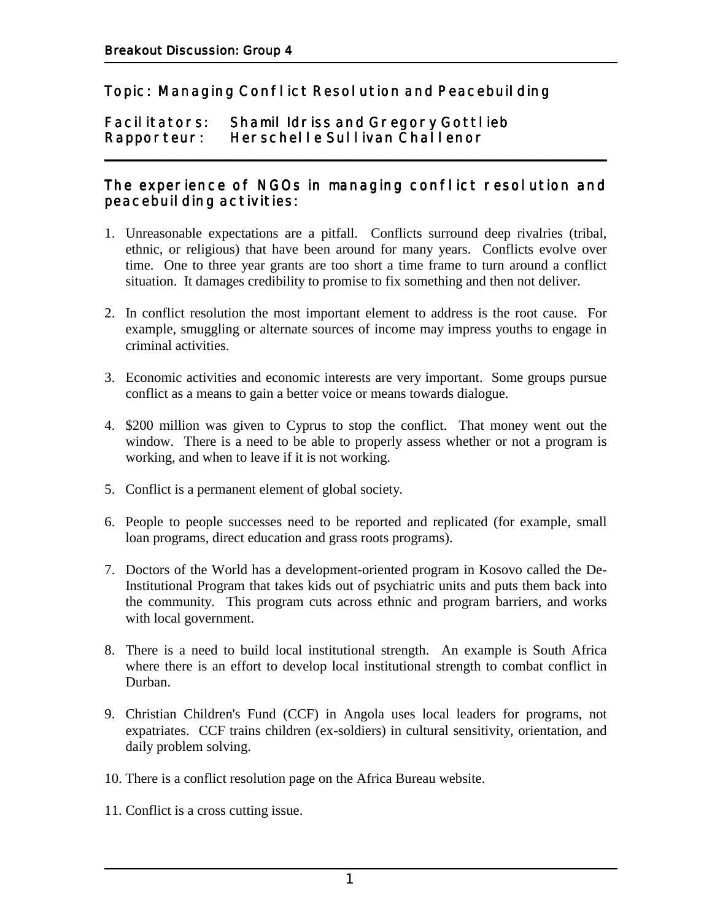**Breakout Discussion: Group 4**

## Topic: Managing Conflict Resolution and Peacebuilding

**Facilitators:** Shamil Idriss and Gregory Gottlieb
**Rapporteur:** Herschelle Sullivan Challenor

### The experience of NGOs in managing conflict resolution and peacebuilding activities:

1. Unreasonable expectations are a pitfall. Conflicts surround deep rivalries (tribal, ethnic, or religious) that have been around for many years. Conflicts evolve over time. One to three year grants are too short a time frame to turn around a conflict situation. It damages credibility to promise to fix something and then not deliver.

2. In conflict resolution the most important element to address is the root cause. For example, smuggling or alternate sources of income may impress youths to engage in criminal activities.

3. Economic activities and economic interests are very important. Some groups pursue conflict as a means to gain a better voice or means towards dialogue.

4. $200 million was given to Cyprus to stop the conflict. That money went out the window. There is a need to be able to properly assess whether or not a program is working, and when to leave if it is not working.

5. Conflict is a permanent element of global society.

6. People to people successes need to be reported and replicated (for example, small loan programs, direct education and grass roots programs).

7. Doctors of the World has a development-oriented program in Kosovo called the De-Institutional Program that takes kids out of psychiatric units and puts them back into the community. This program cuts across ethnic and program barriers, and works with local government.

8. There is a need to build local institutional strength. An example is South Africa where there is an effort to develop local institutional strength to combat conflict in Durban.

9. Christian Children's Fund (CCF) in Angola uses local leaders for programs, not expatriates. CCF trains children (ex-soldiers) in cultural sensitivity, orientation, and daily problem solving.

10. There is a conflict resolution page on the Africa Bureau website.

11. Conflict is a cross cutting issue.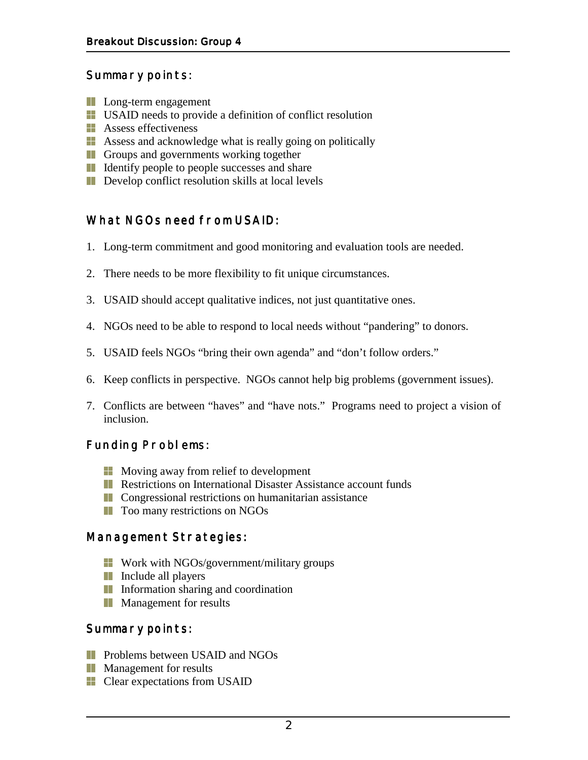## Breakout Discussion: Group 4

### Summary points:

- Long-term engagement
- USAID needs to provide a definition of conflict resolution
- Assess effectiveness
- Assess and acknowledge what is really going on politically
- Groups and governments working together
- Identify people to people successes and share
- Develop conflict resolution skills at local levels

### What NGOs need from USAID:

1. Long-term commitment and good monitoring and evaluation tools are needed.

2. There needs to be more flexibility to fit unique circumstances.

3. USAID should accept qualitative indices, not just quantitative ones.

4. NGOs need to be able to respond to local needs without "pandering" to donors.

5. USAID feels NGOs "bring their own agenda" and "don't follow orders."

6. Keep conflicts in perspective. NGOs cannot help big problems (government issues).

7. Conflicts are between "haves" and "have nots." Programs need to project a vision of inclusion.

### Funding Problems:

- Moving away from relief to development
- Restrictions on International Disaster Assistance account funds
- Congressional restrictions on humanitarian assistance
- Too many restrictions on NGOs

### Management Strategies:

- Work with NGOs/government/military groups
- Include all players
- Information sharing and coordination
- Management for results

### Summary points:

- Problems between USAID and NGOs
- Management for results
- Clear expectations from USAID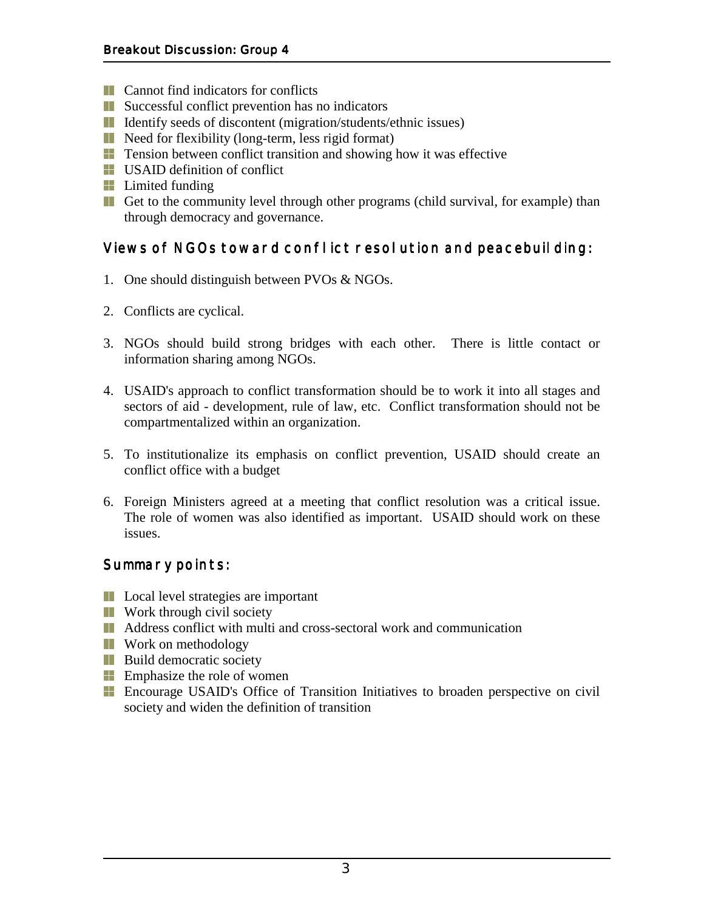- Cannot find indicators for conflicts
- Successful conflict prevention has no indicators
- Identify seeds of discontent (migration/students/ethnic issues)
- Need for flexibility (long-term, less rigid format)
- Tension between conflict transition and showing how it was effective
- USAID definition of conflict
- Limited funding
- Get to the community level through other programs (child survival, for example) than through democracy and governance.

## Views of NGOs toward conflict resolution and peacebuilding:

1. One should distinguish between PVOs & NGOs.

2. Conflicts are cyclical.

3. NGOs should build strong bridges with each other. There is little contact or information sharing among NGOs.

4. USAID's approach to conflict transformation should be to work it into all stages and sectors of aid - development, rule of law, etc. Conflict transformation should not be compartmentalized within an organization.

5. To institutionalize its emphasis on conflict prevention, USAID should create an conflict office with a budget

6. Foreign Ministers agreed at a meeting that conflict resolution was a critical issue. The role of women was also identified as important. USAID should work on these issues.

## Summary points:

- Local level strategies are important
- Work through civil society
- Address conflict with multi and cross-sectoral work and communication
- Work on methodology
- Build democratic society
- Emphasize the role of women
- Encourage USAID's Office of Transition Initiatives to broaden perspective on civil society and widen the definition of transition